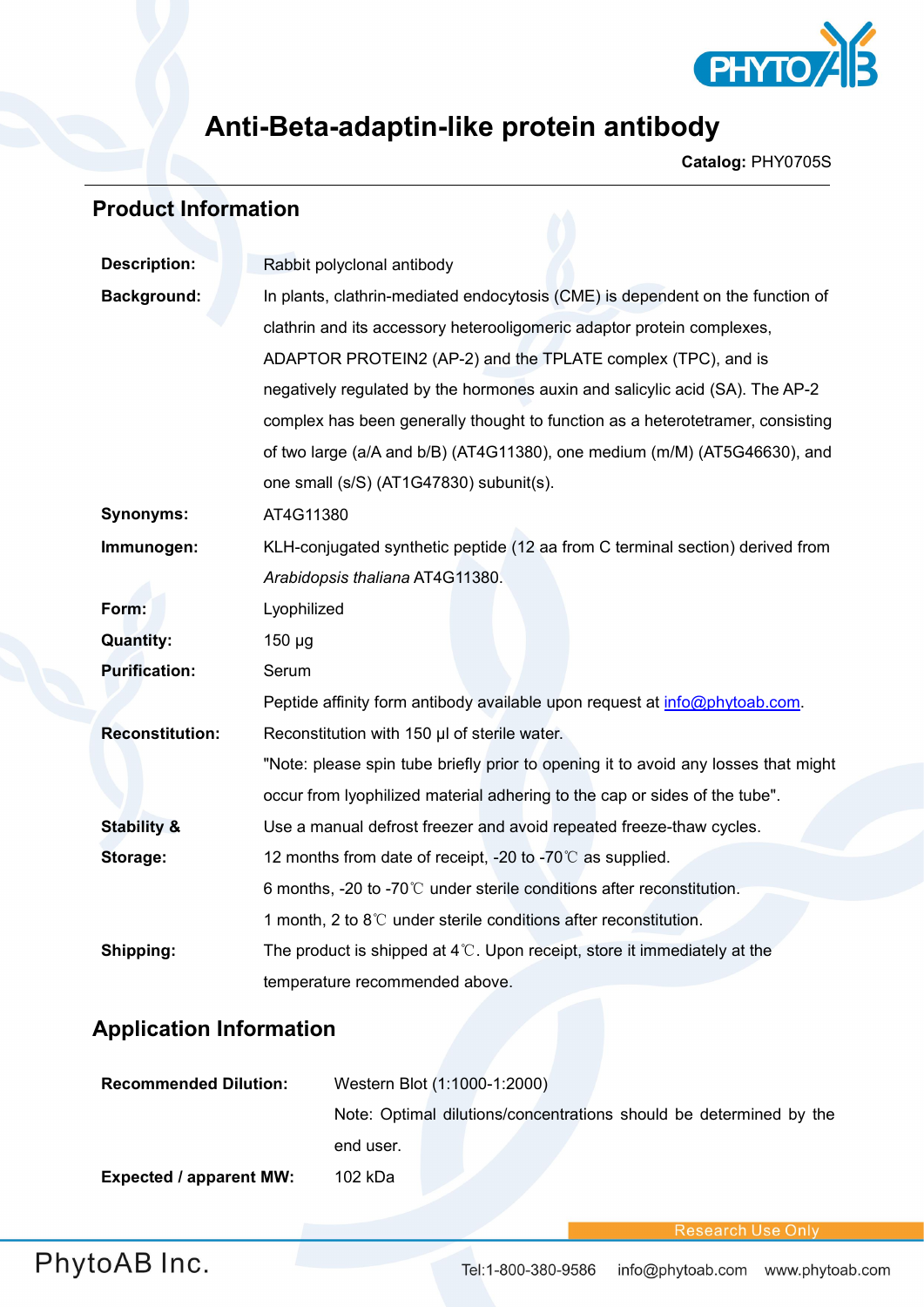# Anti-Beta-adaptin-like protein antibody

**Catalog:** PHY0705S

## Product Information

| | |
|---|---|
| **Description:** | Rabbit polyclonal antibody |
| **Background:** | In plants, clathrin-mediated endocytosis (CME) is dependent on the function of clathrin and its accessory heterooligomeric adaptor protein complexes, ADAPTOR PROTEIN2 (AP-2) and the TPLATE complex (TPC), and is negatively regulated by the hormones auxin and salicylic acid (SA). The AP-2 complex has been generally thought to function as a heterotetramer, consisting of two large (a/A and b/B) (AT4G11380), one medium (m/M) (AT5G46630), and one small (s/S) (AT1G47830) subunit(s). |
| **Synonyms:** | AT4G11380 |
| **Immunogen:** | KLH-conjugated synthetic peptide (12 aa from C terminal section) derived from *Arabidopsis thaliana* AT4G11380. |
| **Form:** | Lyophilized |
| **Quantity:** | 150 µg |
| **Purification:** | Serum<br>Peptide affinity form antibody available upon request at info@phytoab.com. |
| **Reconstitution:** | Reconstitution with 150 µl of sterile water.<br>"Note: please spin tube briefly prior to opening it to avoid any losses that might occur from lyophilized material adhering to the cap or sides of the tube". |
| **Stability & Storage:** | Use a manual defrost freezer and avoid repeated freeze-thaw cycles.<br>12 months from date of receipt, -20 to -70℃ as supplied.<br>6 months, -20 to -70℃ under sterile conditions after reconstitution.<br>1 month, 2 to 8℃ under sterile conditions after reconstitution. |
| **Shipping:** | The product is shipped at 4℃. Upon receipt, store it immediately at the temperature recommended above. |

## Application Information

| | |
|---|---|
| **Recommended Dilution:** | Western Blot (1:1000-1:2000)<br>Note: Optimal dilutions/concentrations should be determined by the end user. |
| **Expected / apparent MW:** | 102 kDa |

Research Use Only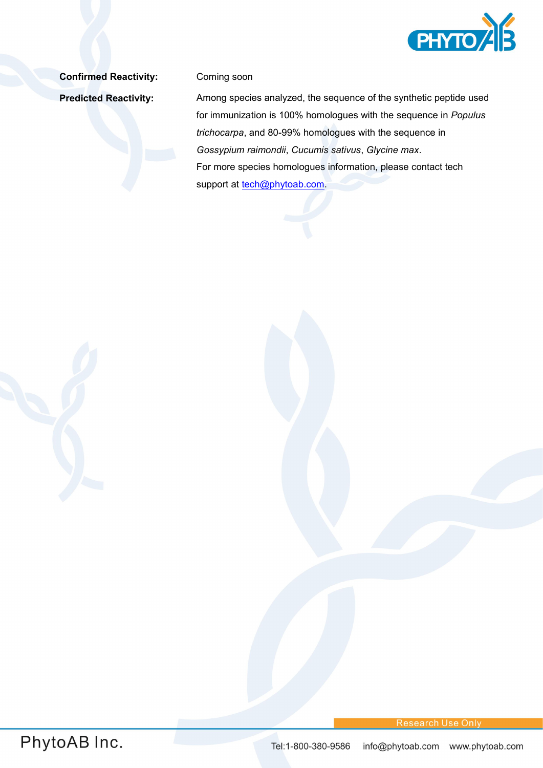**Confirmed Reactivity:** Coming soon

**Predicted Reactivity:** Among species analyzed, the sequence of the synthetic peptide used for immunization is 100% homologues with the sequence in *Populus trichocarpa*, and 80-99% homologues with the sequence in *Gossypium raimondii*, *Cucumis sativus*, *Glycine max*.
For more species homologues information, please contact tech support at tech@phytoab.com.